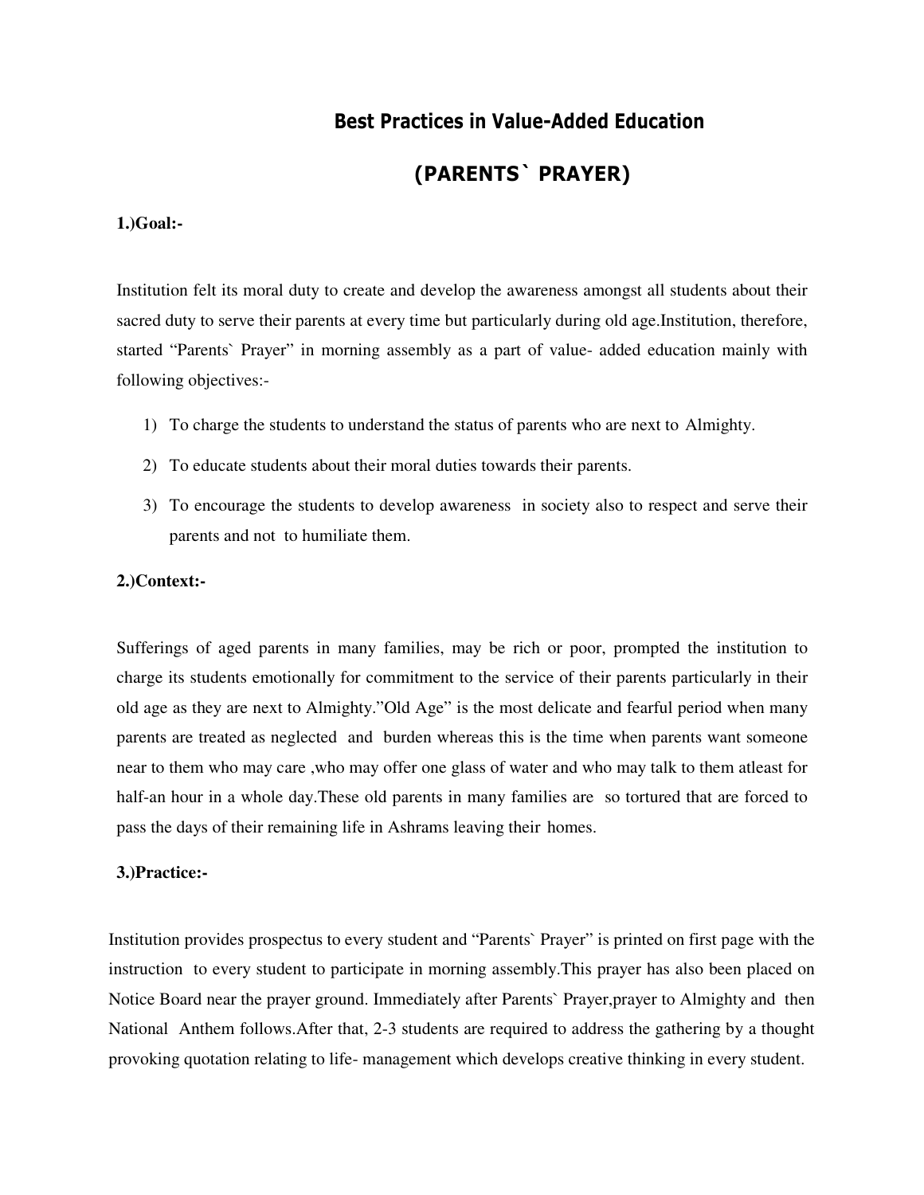# Best Practices in Value-Added Education

## (PARENTS` PRAYER)

**1.)Goal:-**

Institution felt its moral duty to create and develop the awareness amongst all students about their sacred duty to serve their parents at every time but particularly during old age.Institution, therefore, started "Parents` Prayer" in morning assembly as a part of value- added education mainly with following objectives:-

1) To charge the students to understand the status of parents who are next to Almighty.
2) To educate students about their moral duties towards their parents.
3) To encourage the students to develop awareness in society also to respect and serve their parents and not to humiliate them.

**2.)Context:-**

Sufferings of aged parents in many families, may be rich or poor, prompted the institution to charge its students emotionally for commitment to the service of their parents particularly in their old age as they are next to Almighty."Old Age" is the most delicate and fearful period when many parents are treated as neglected and burden whereas this is the time when parents want someone near to them who may care ,who may offer one glass of water and who may talk to them atleast for half-an hour in a whole day.These old parents in many families are so tortured that are forced to pass the days of their remaining life in Ashrams leaving their homes.

**3.)Practice:-**

Institution provides prospectus to every student and "Parents` Prayer" is printed on first page with the instruction to every student to participate in morning assembly.This prayer has also been placed on Notice Board near the prayer ground. Immediately after Parents` Prayer,prayer to Almighty and then National Anthem follows.After that, 2-3 students are required to address the gathering by a thought provoking quotation relating to life- management which develops creative thinking in every student.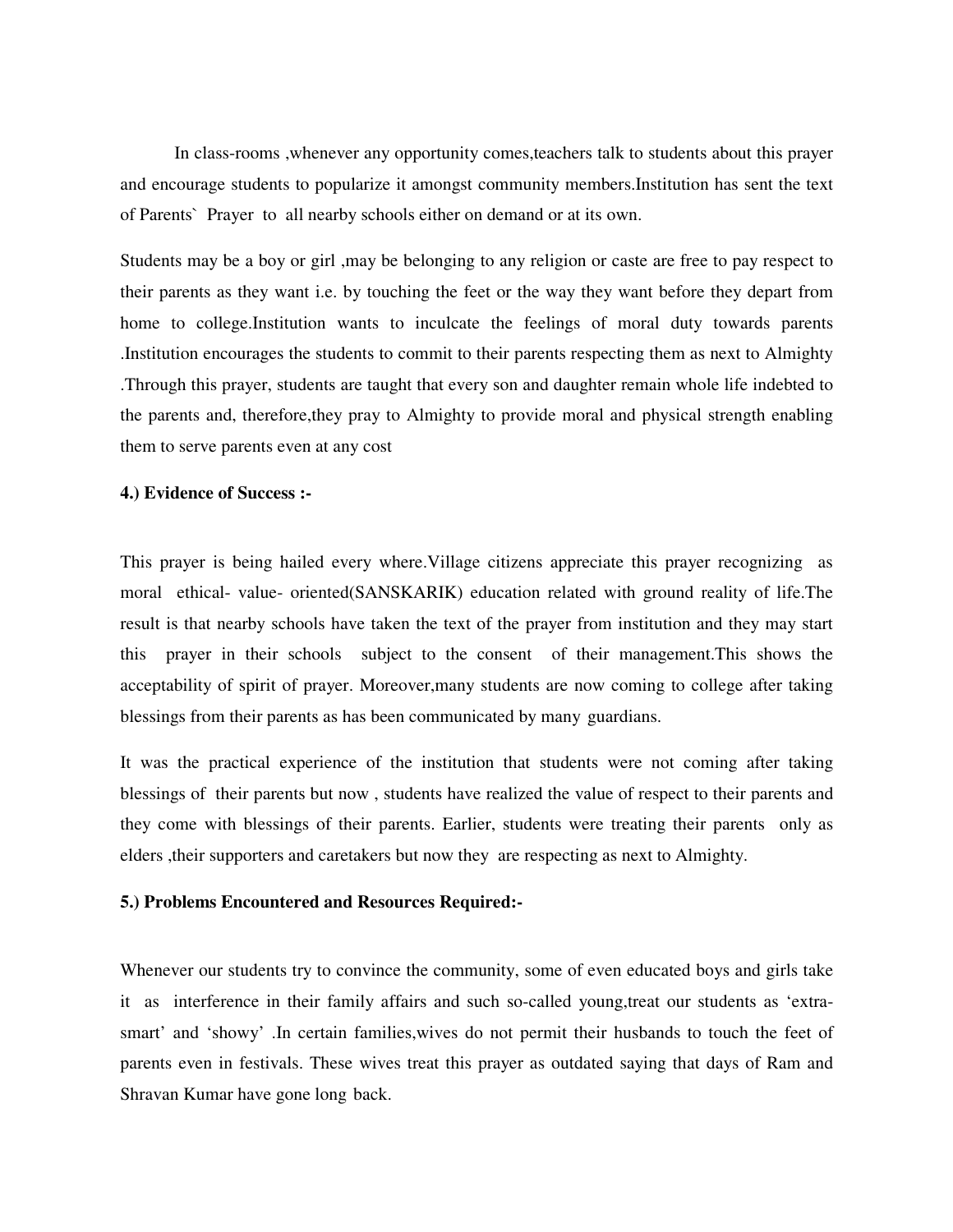In class-rooms ,whenever any opportunity comes,teachers talk to students about this prayer and encourage students to popularize it amongst community members.Institution has sent the text of Parents` Prayer to all nearby schools either on demand or at its own.

Students may be a boy or girl ,may be belonging to any religion or caste are free to pay respect to their parents as they want i.e. by touching the feet or the way they want before they depart from home to college.Institution wants to inculcate the feelings of moral duty towards parents .Institution encourages the students to commit to their parents respecting them as next to Almighty .Through this prayer, students are taught that every son and daughter remain whole life indebted to the parents and, therefore,they pray to Almighty to provide moral and physical strength enabling them to serve parents even at any cost

**4.) Evidence of Success :-**

This prayer is being hailed every where.Village citizens appreciate this prayer recognizing as moral ethical- value- oriented(SANSKARIK) education related with ground reality of life.The result is that nearby schools have taken the text of the prayer from institution and they may start this prayer in their schools subject to the consent of their management.This shows the acceptability of spirit of prayer. Moreover,many students are now coming to college after taking blessings from their parents as has been communicated by many guardians.

It was the practical experience of the institution that students were not coming after taking blessings of their parents but now , students have realized the value of respect to their parents and they come with blessings of their parents. Earlier, students were treating their parents only as elders ,their supporters and caretakers but now they are respecting as next to Almighty.

**5.) Problems Encountered and Resources Required:-**

Whenever our students try to convince the community, some of even educated boys and girls take it as interference in their family affairs and such so-called young,treat our students as 'extra-smart' and 'showy' .In certain families,wives do not permit their husbands to touch the feet of parents even in festivals. These wives treat this prayer as outdated saying that days of Ram and Shravan Kumar have gone long back.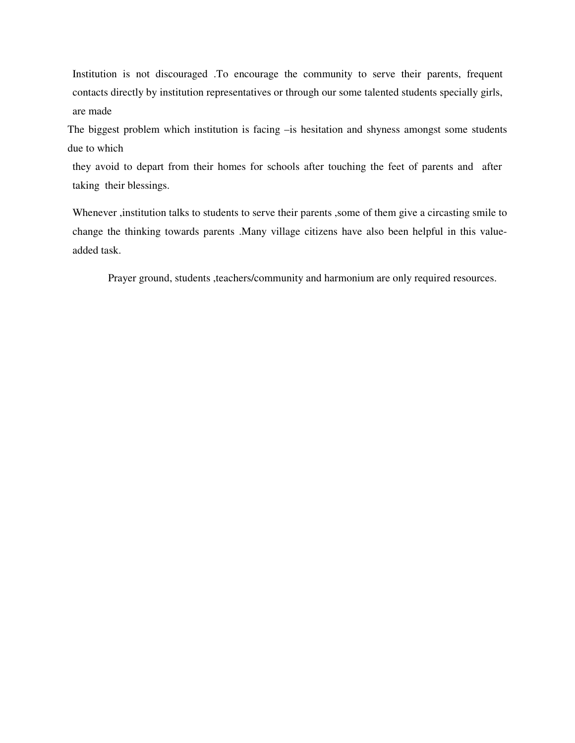Institution is not discouraged .To encourage the community to serve their parents, frequent contacts directly by institution representatives or through our some talented students specially girls, are made

The biggest problem which institution is facing –is hesitation and shyness amongst some students due to which

they avoid to depart from their homes for schools after touching the feet of parents and after taking their blessings.

Whenever ,institution talks to students to serve their parents ,some of them give a circasting smile to change the thinking towards parents .Many village citizens have also been helpful in this value-added task.

Prayer ground, students ,teachers/community and harmonium are only required resources.